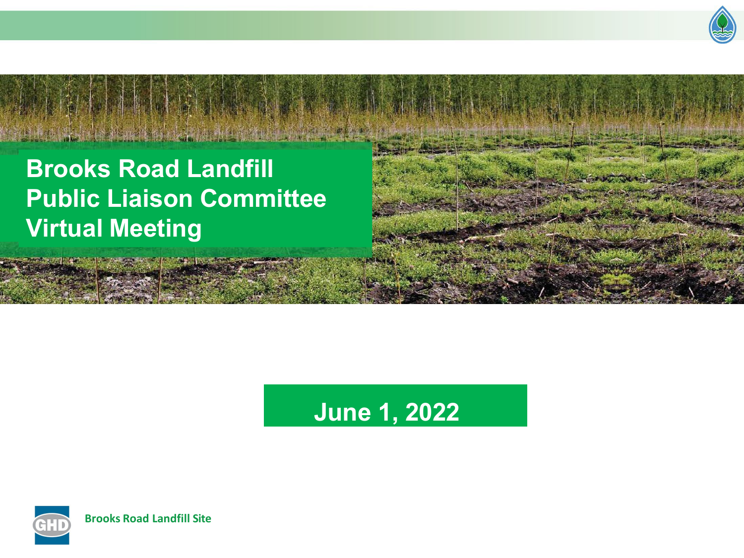# Brooks Road Landfill Public Liaison Committee Virtual Meeting

**June 1, 2022**

Brooks Road Landfill Site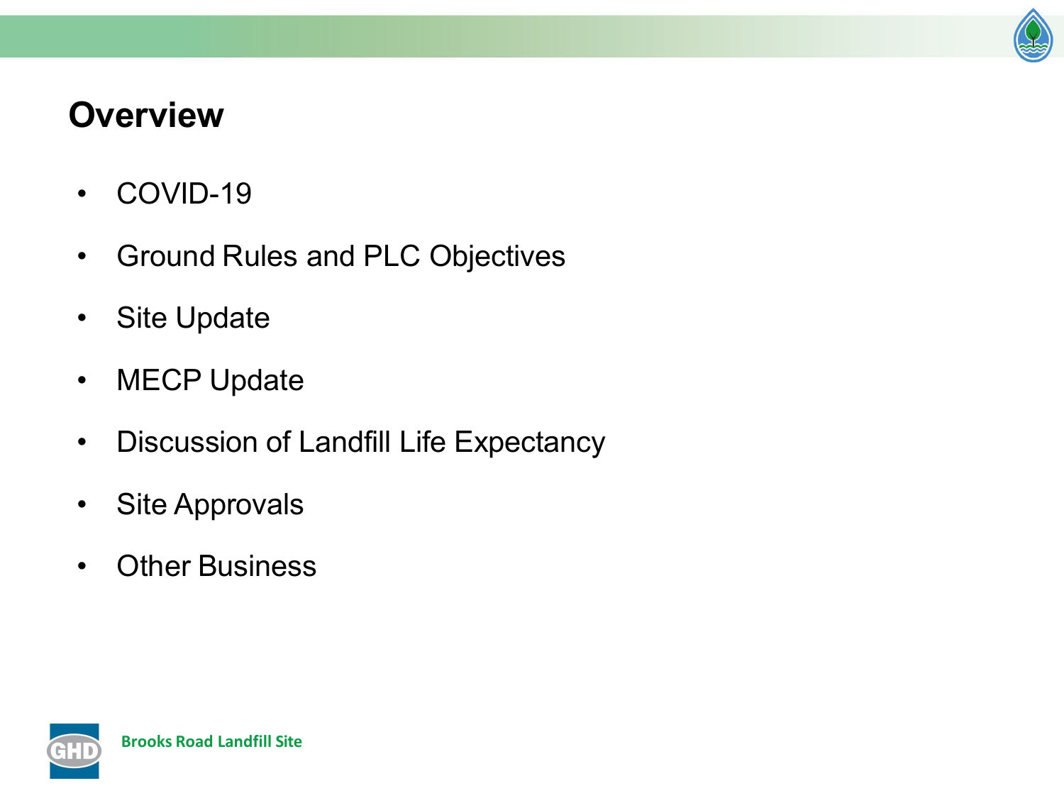## Overview

- COVID-19
- Ground Rules and PLC Objectives
- Site Update
- MECP Update
- Discussion of Landfill Life Expectancy
- Site Approvals
- Other Business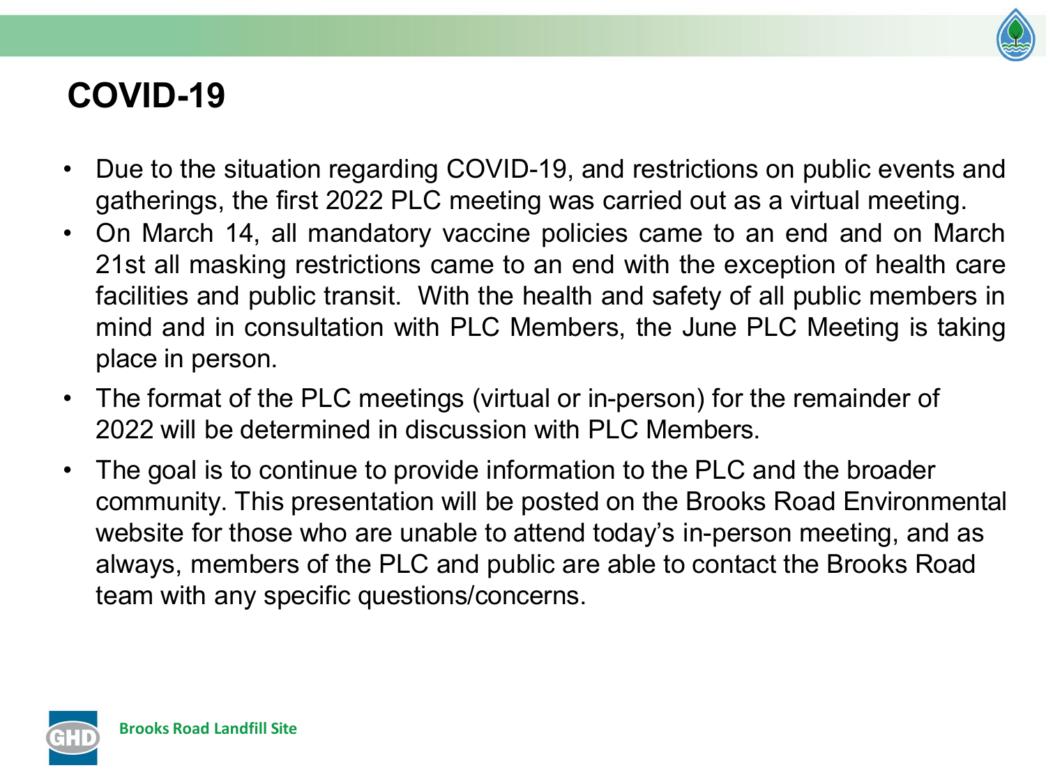# COVID-19

- Due to the situation regarding COVID-19, and restrictions on public events and gatherings, the first 2022 PLC meeting was carried out as a virtual meeting.
- On March 14, all mandatory vaccine policies came to an end and on March 21st all masking restrictions came to an end with the exception of health care facilities and public transit. With the health and safety of all public members in mind and in consultation with PLC Members, the June PLC Meeting is taking place in person.
- The format of the PLC meetings (virtual or in-person) for the remainder of 2022 will be determined in discussion with PLC Members.
- The goal is to continue to provide information to the PLC and the broader community. This presentation will be posted on the Brooks Road Environmental website for those who are unable to attend today's in-person meeting, and as always, members of the PLC and public are able to contact the Brooks Road team with any specific questions/concerns.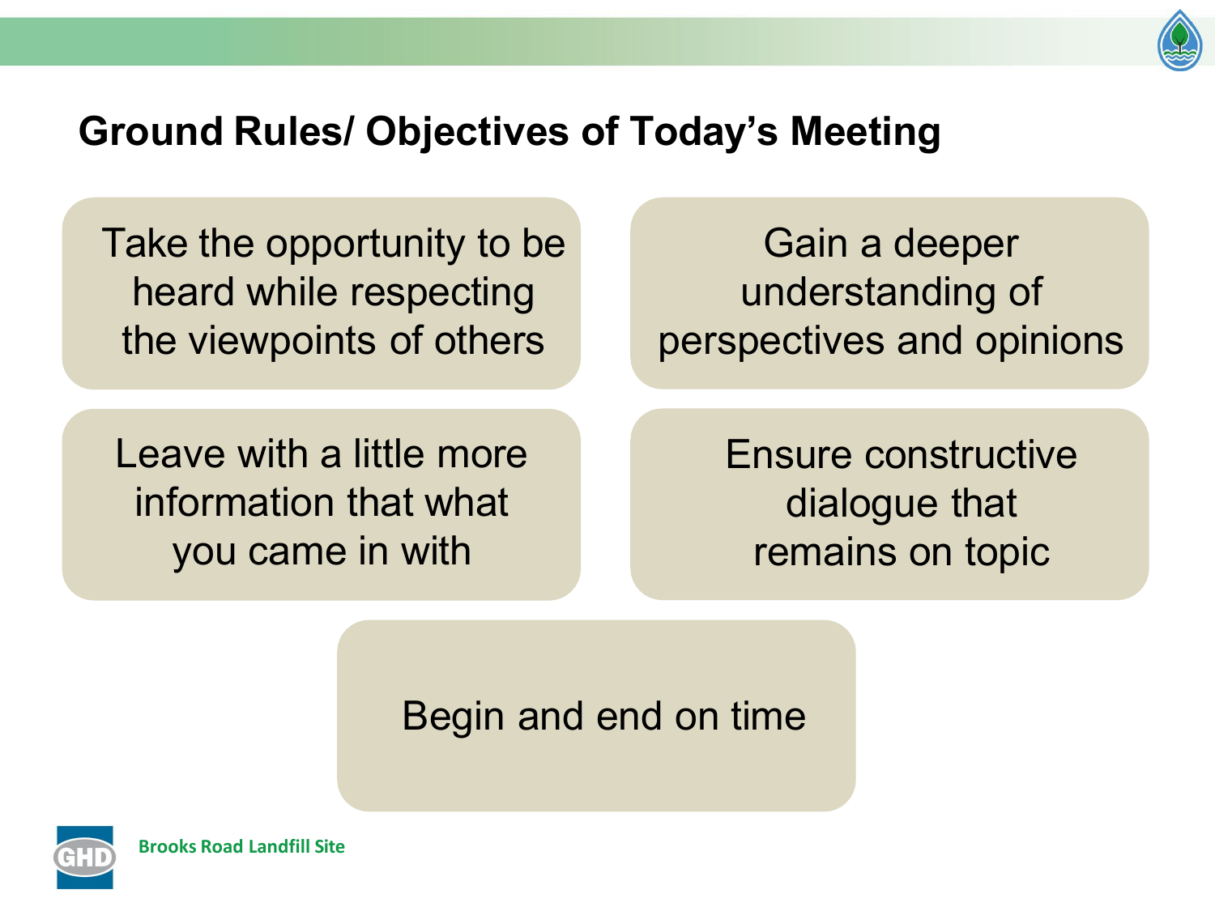## Ground Rules/ Objectives of Today's Meeting

- Take the opportunity to be heard while respecting the viewpoints of others
- Gain a deeper understanding of perspectives and opinions
- Leave with a little more information that what you came in with
- Ensure constructive dialogue that remains on topic
- Begin and end on time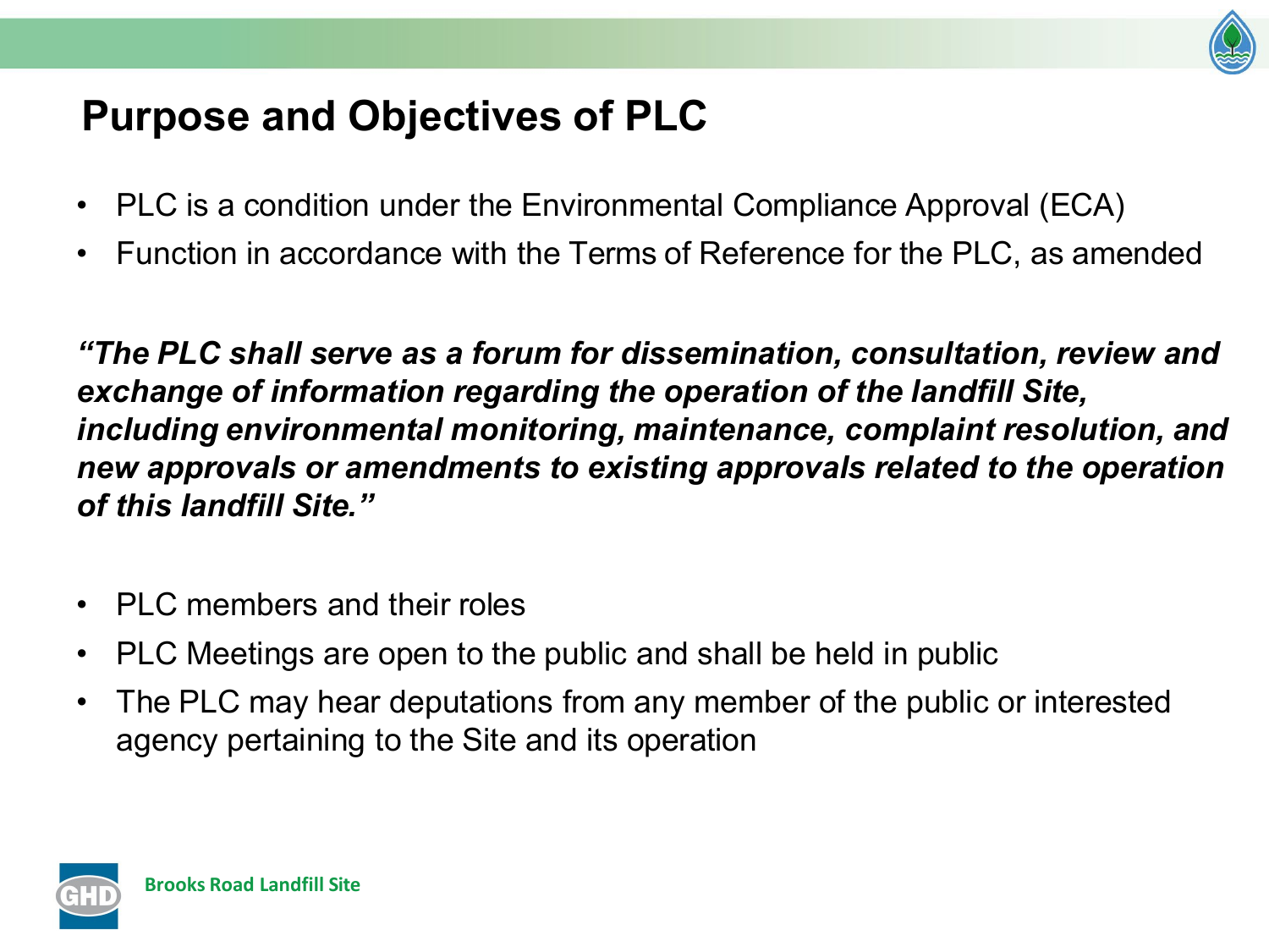# Purpose and Objectives of PLC

- PLC is a condition under the Environmental Compliance Approval (ECA)
- Function in accordance with the Terms of Reference for the PLC, as amended

***"The PLC shall serve as a forum for dissemination, consultation, review and exchange of information regarding the operation of the landfill Site, including environmental monitoring, maintenance, complaint resolution, and new approvals or amendments to existing approvals related to the operation of this landfill Site."***

- PLC members and their roles
- PLC Meetings are open to the public and shall be held in public
- The PLC may hear deputations from any member of the public or interested agency pertaining to the Site and its operation

Brooks Road Landfill Site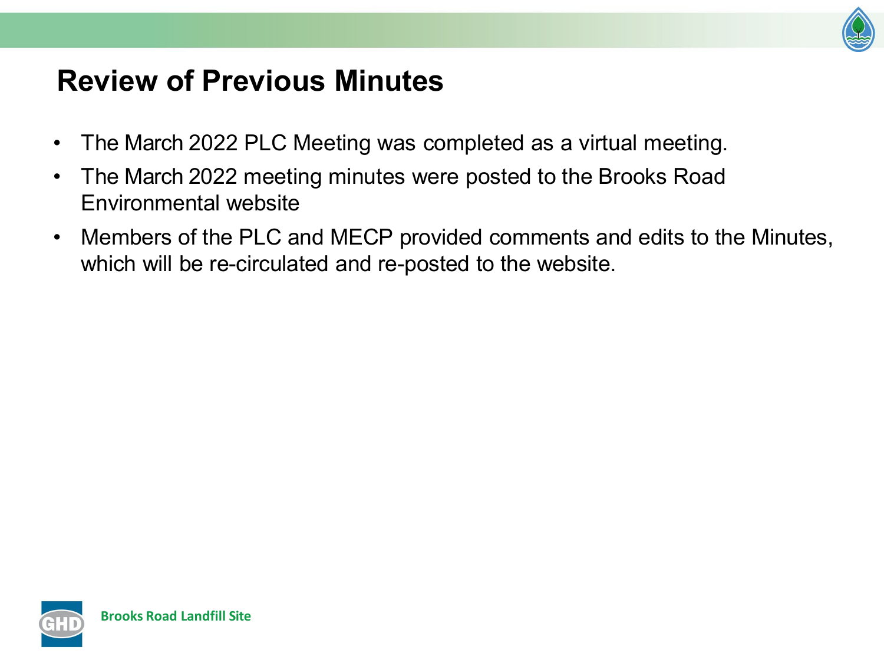# Review of Previous Minutes

- The March 2022 PLC Meeting was completed as a virtual meeting.
- The March 2022 meeting minutes were posted to the Brooks Road Environmental website
- Members of the PLC and MECP provided comments and edits to the Minutes, which will be re-circulated and re-posted to the website.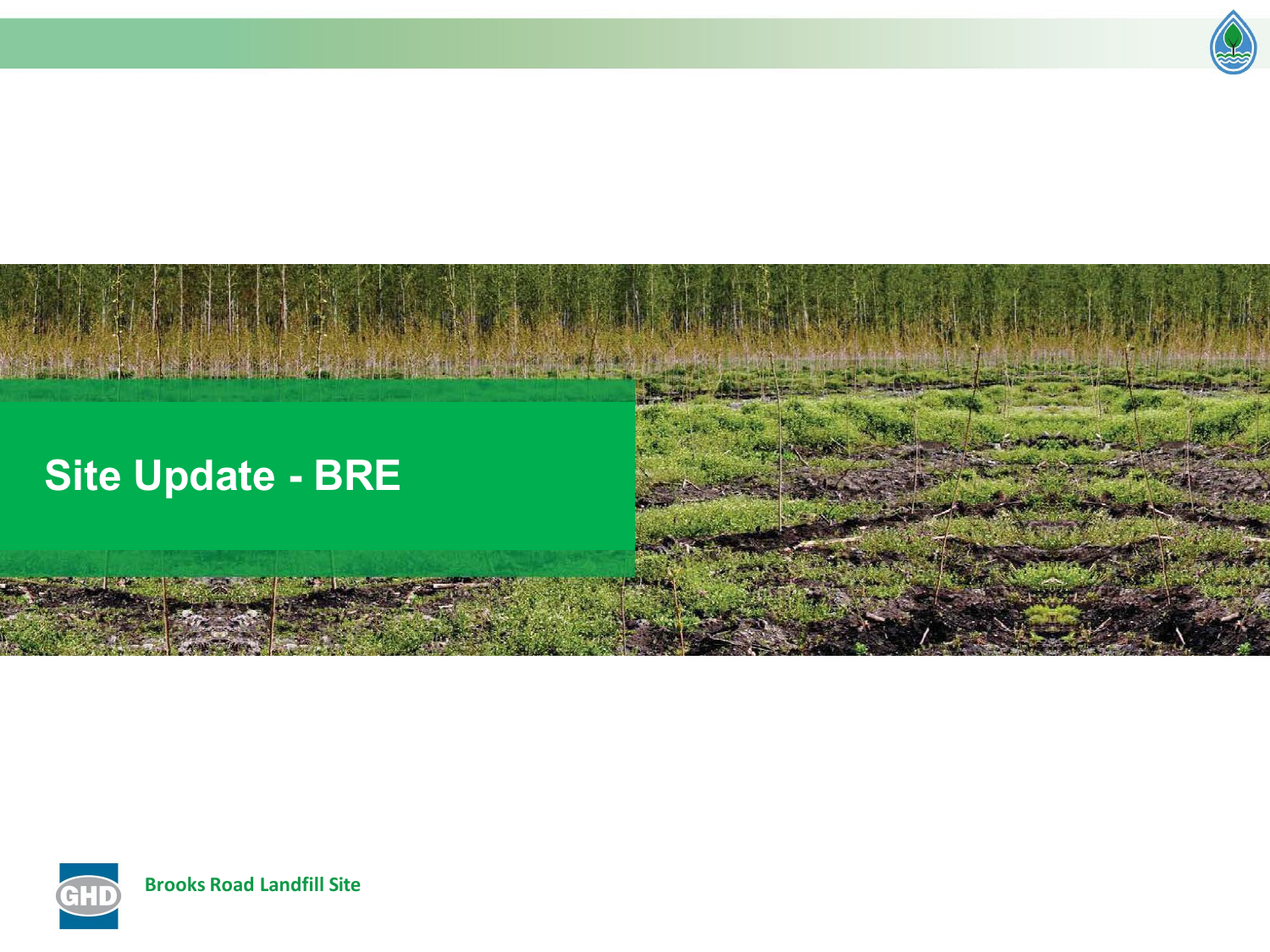# Site Update - BRE

Brooks Road Landfill Site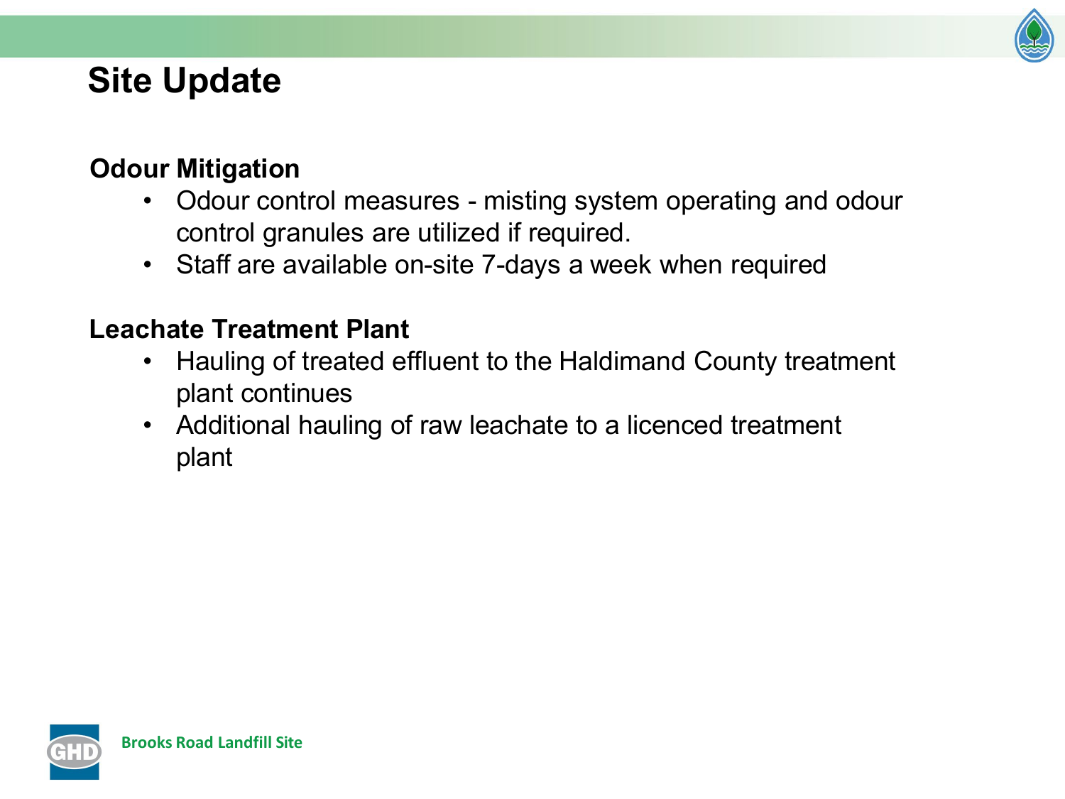# Site Update

## Odour Mitigation

- Odour control measures - misting system operating and odour control granules are utilized if required.
- Staff are available on-site 7-days a week when required

## Leachate Treatment Plant

- Hauling of treated effluent to the Haldimand County treatment plant continues
- Additional hauling of raw leachate to a licenced treatment plant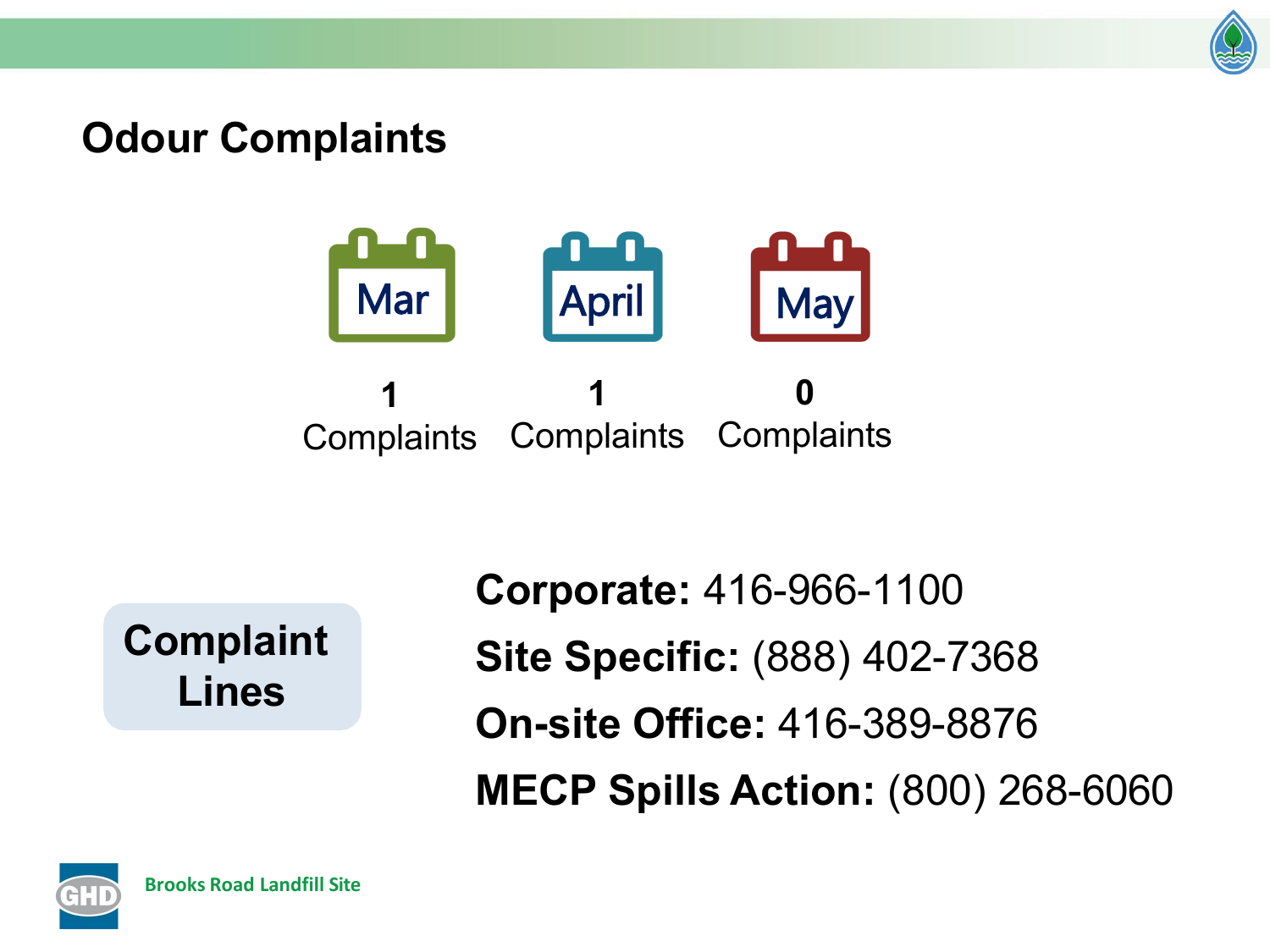# Odour Complaints

| Mar | April | May |
|---|---|---|
| 1 Complaints | 1 Complaints | 0 Complaints |

**Complaint Lines**

**Corporate:** 416-966-1100

**Site Specific:** (888) 402-7368

**On-site Office:** 416-389-8876

**MECP Spills Action:** (800) 268-6060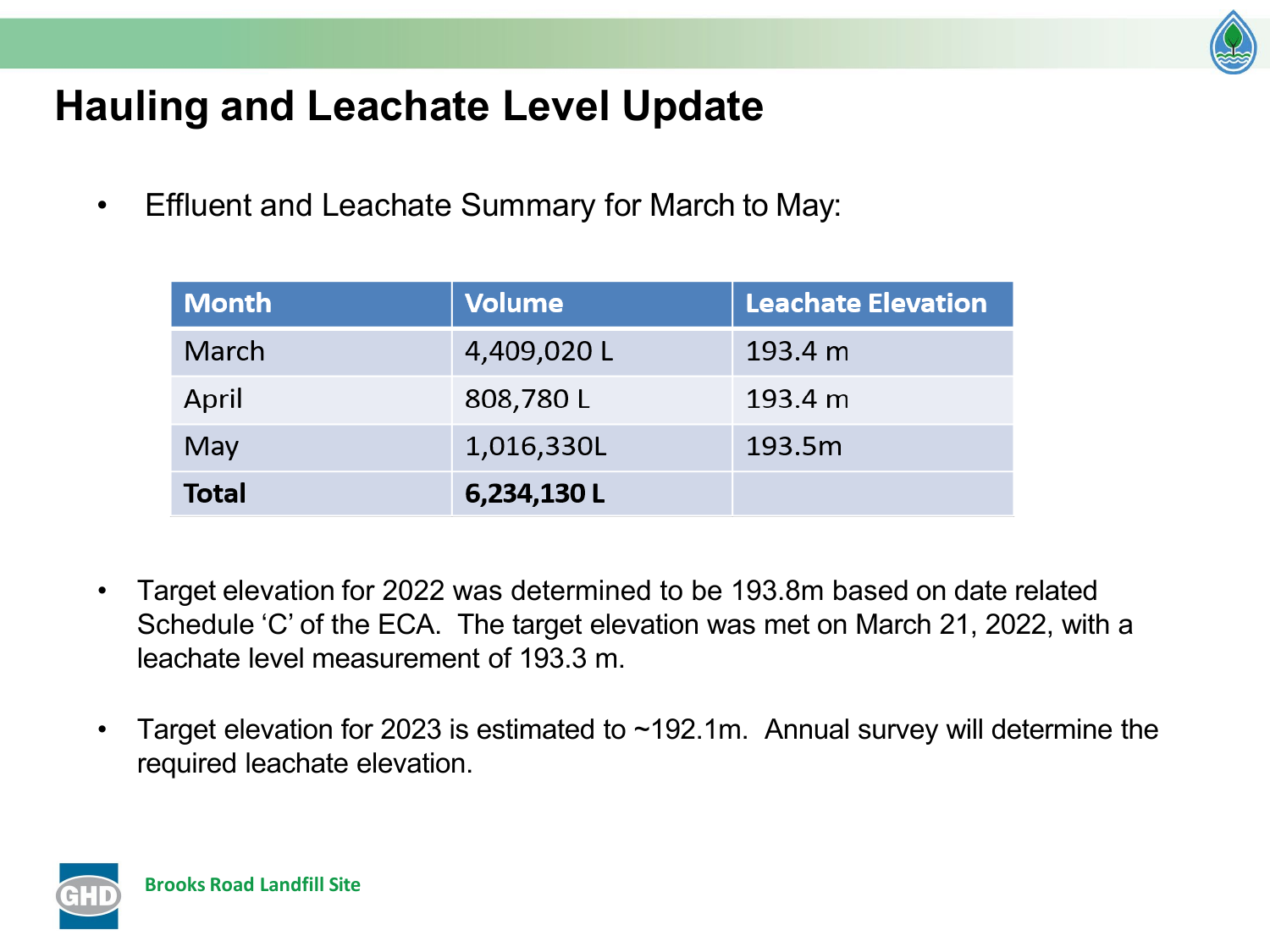# Hauling and Leachate Level Update

- Effluent and Leachate Summary for March to May:

| Month | Volume | Leachate Elevation |
|---|---|---|
| March | 4,409,020 L | 193.4 m |
| April | 808,780 L | 193.4 m |
| May | 1,016,330L | 193.5m |
| **Total** | **6,234,130 L** | |

- Target elevation for 2022 was determined to be 193.8m based on date related Schedule ‘C’ of the ECA. The target elevation was met on March 21, 2022, with a leachate level measurement of 193.3 m.

- Target elevation for 2023 is estimated to ~192.1m. Annual survey will determine the required leachate elevation.

Brooks Road Landfill Site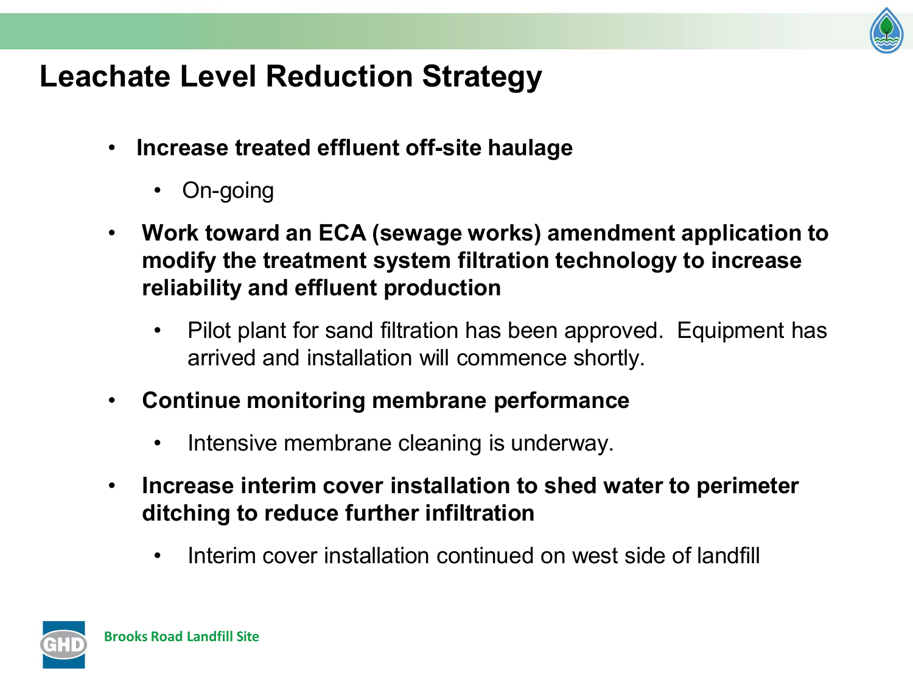# Leachate Level Reduction Strategy

- **Increase treated effluent off-site haulage**
  - On-going
- **Work toward an ECA (sewage works) amendment application to modify the treatment system filtration technology to increase reliability and effluent production**
  - Pilot plant for sand filtration has been approved. Equipment has arrived and installation will commence shortly.
- **Continue monitoring membrane performance**
  - Intensive membrane cleaning is underway.
- **Increase interim cover installation to shed water to perimeter ditching to reduce further infiltration**
  - Interim cover installation continued on west side of landfill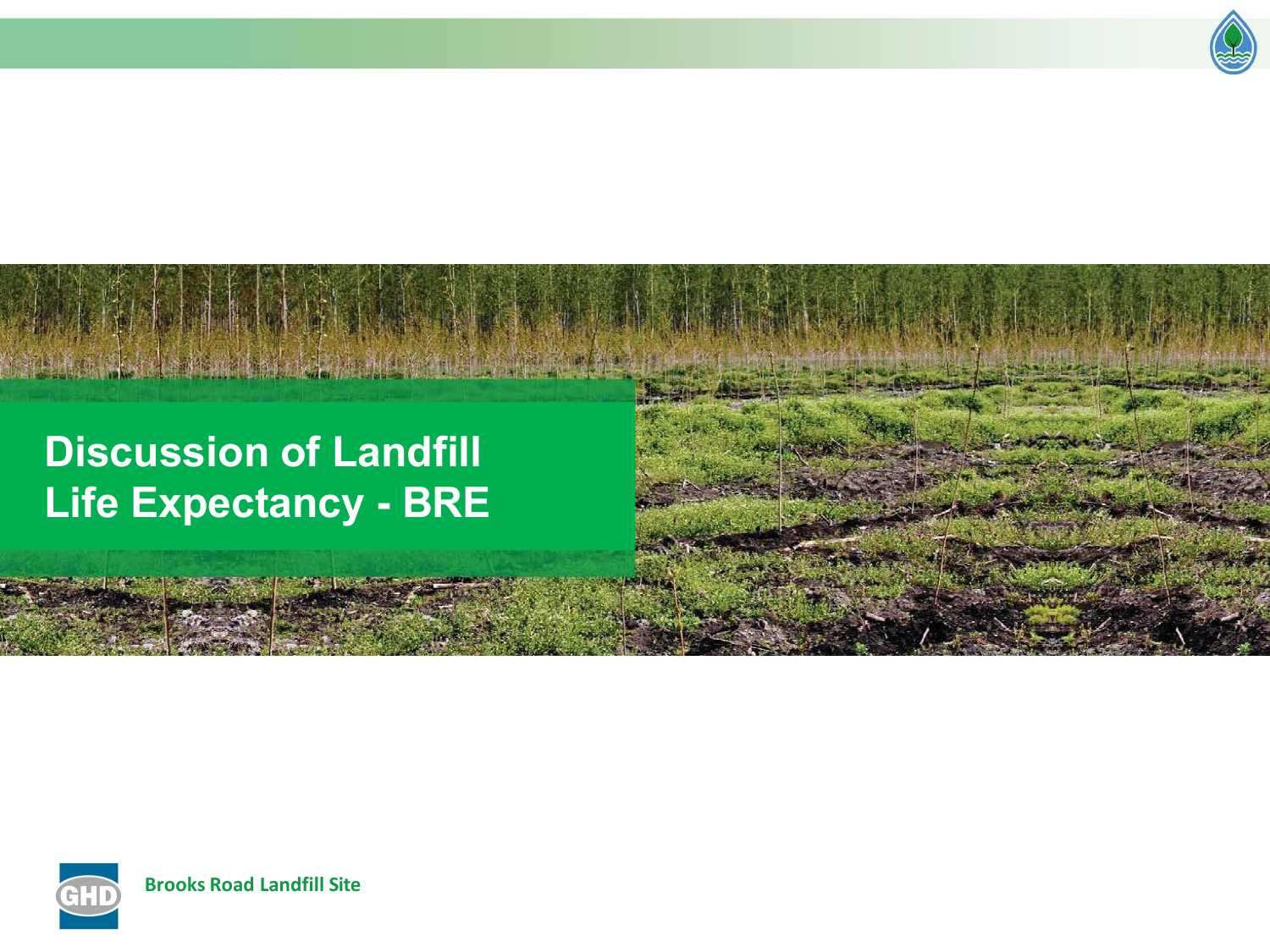# Discussion of Landfill Life Expectancy - BRE

Brooks Road Landfill Site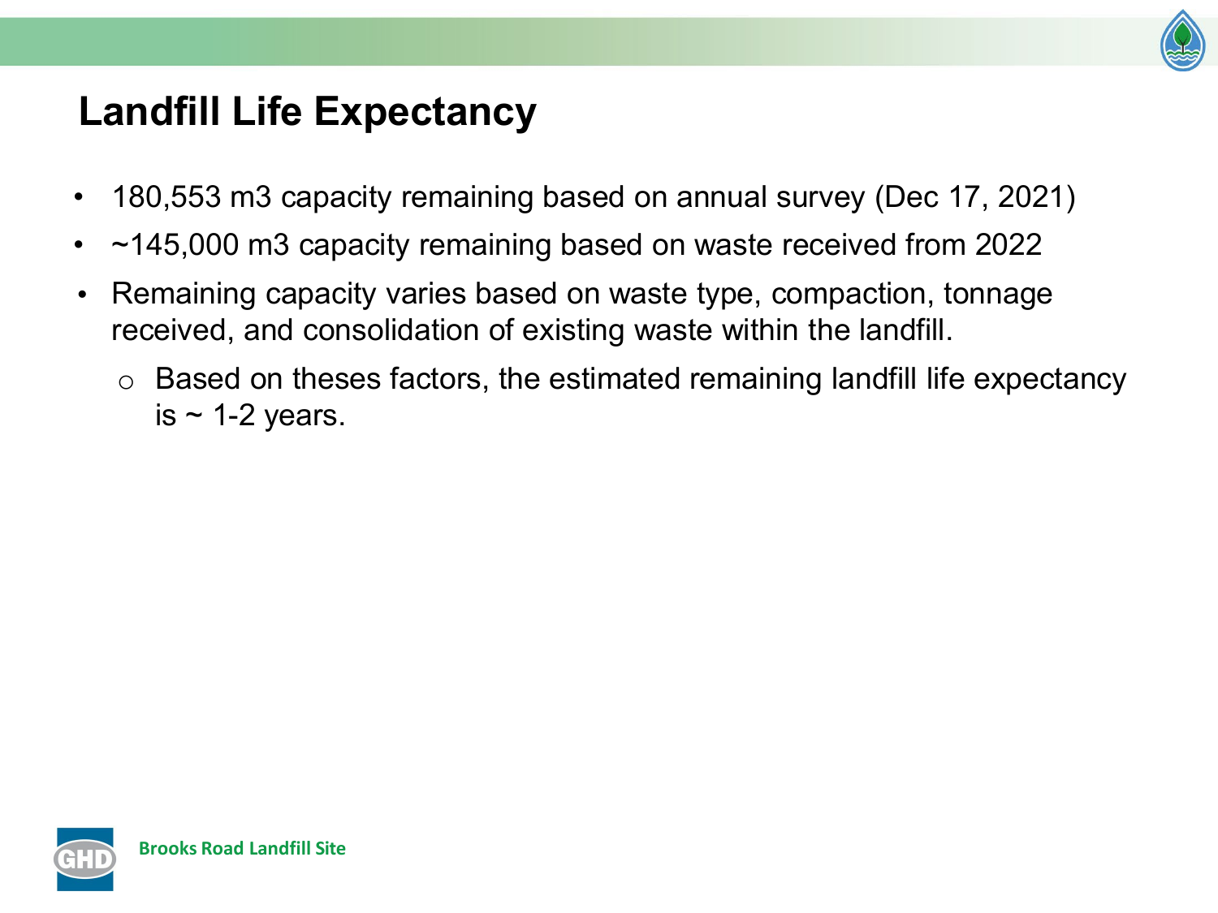# Landfill Life Expectancy

- 180,553 m3 capacity remaining based on annual survey (Dec 17, 2021)
- ~145,000 m3 capacity remaining based on waste received from 2022
- Remaining capacity varies based on waste type, compaction, tonnage received, and consolidation of existing waste within the landfill.
  - Based on theses factors, the estimated remaining landfill life expectancy is ~ 1-2 years.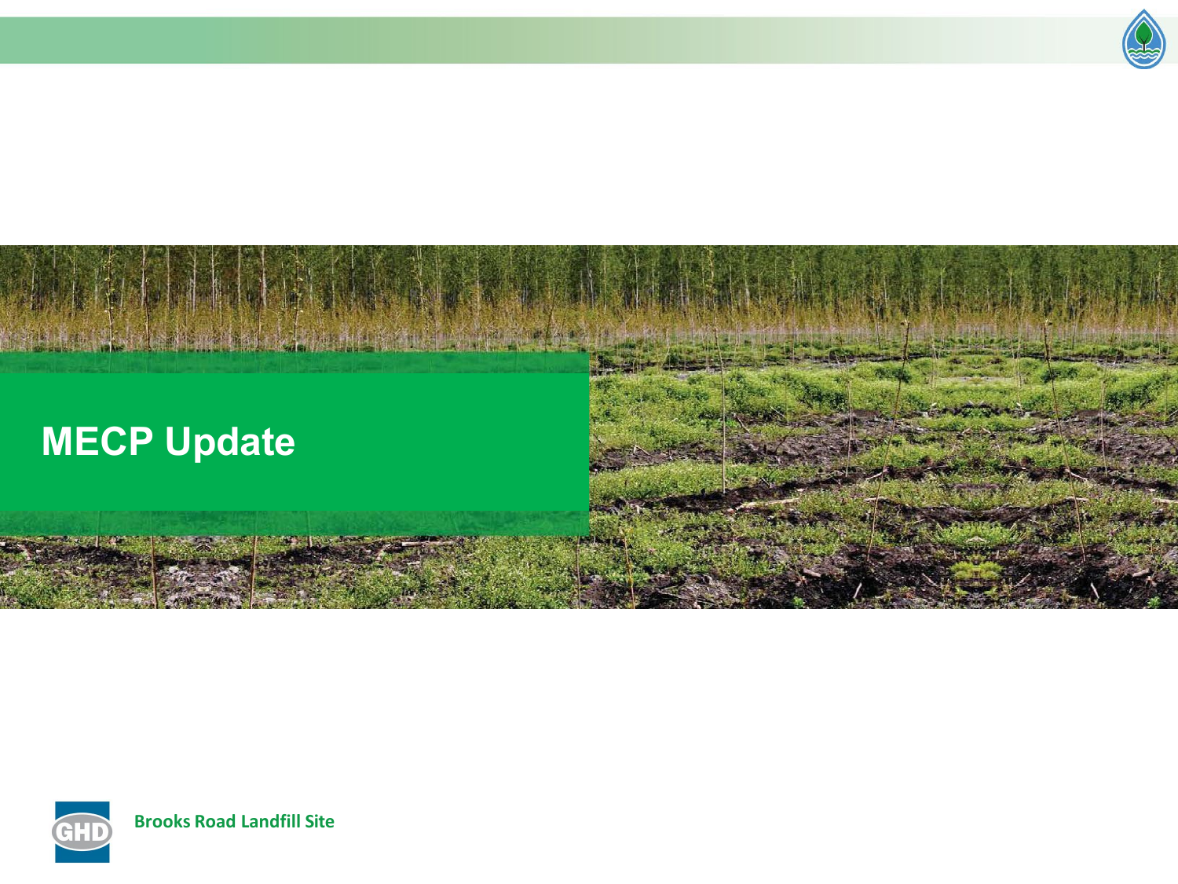# MECP Update

Brooks Road Landfill Site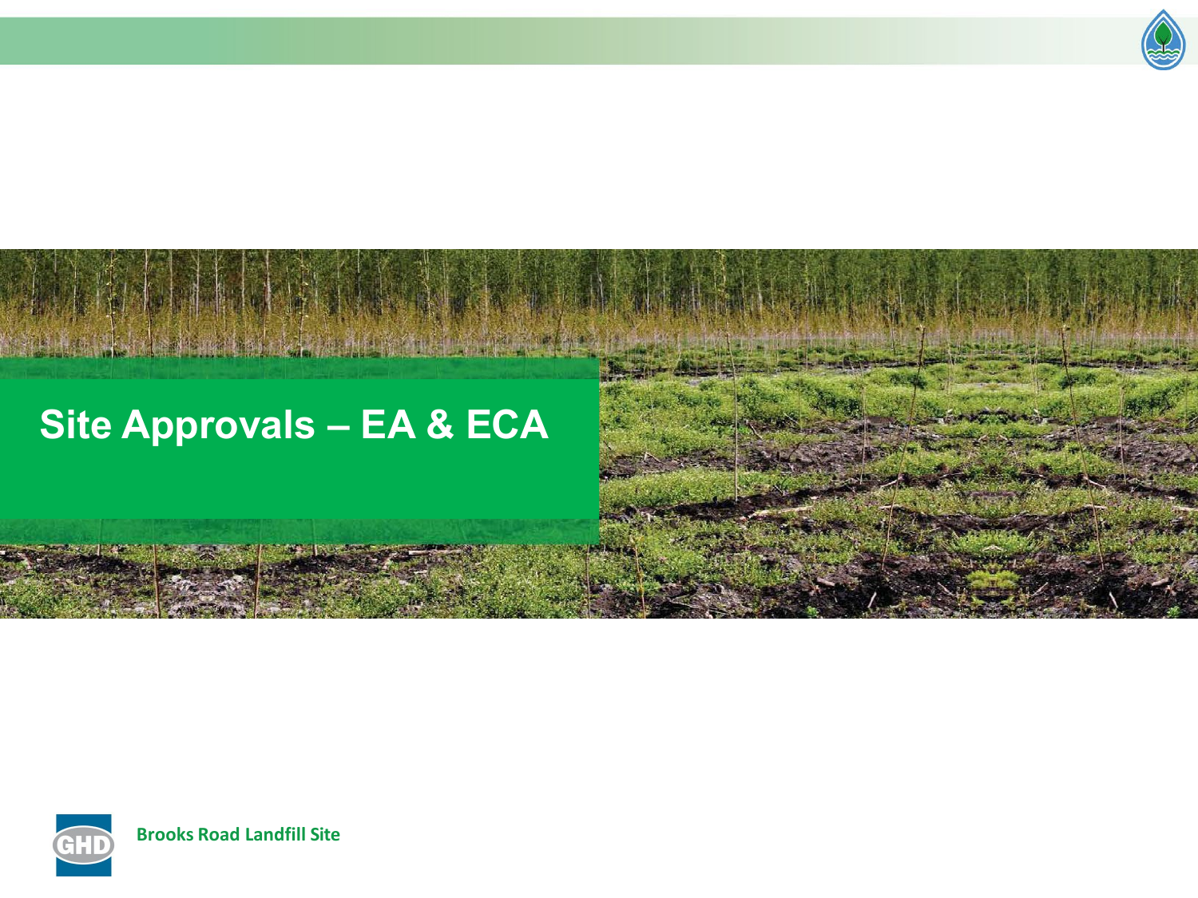# Site Approvals – EA & ECA

Brooks Road Landfill Site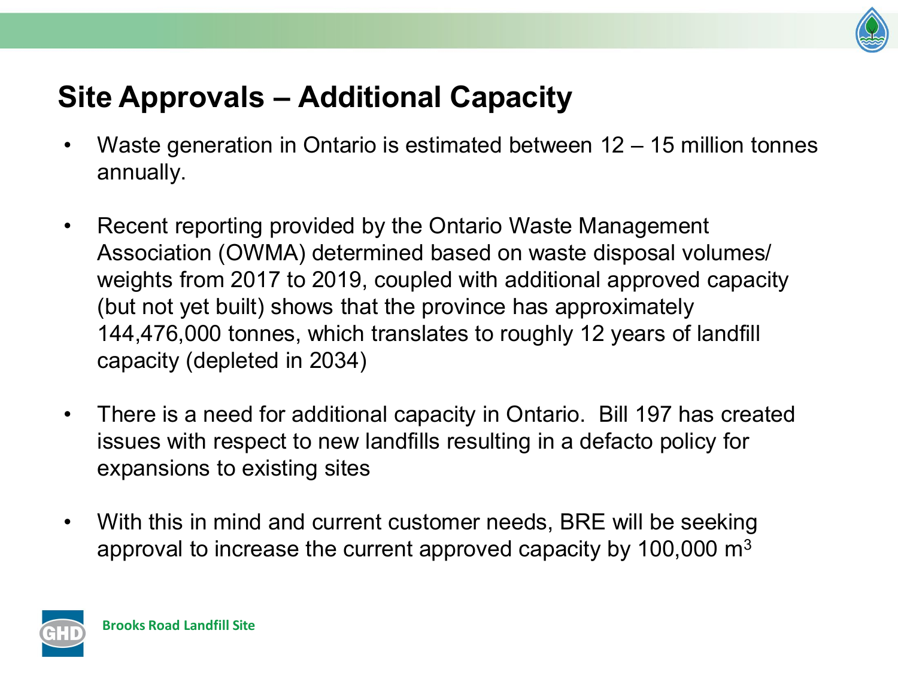# Site Approvals – Additional Capacity

- Waste generation in Ontario is estimated between 12 – 15 million tonnes annually.
- Recent reporting provided by the Ontario Waste Management Association (OWMA) determined based on waste disposal volumes/ weights from 2017 to 2019, coupled with additional approved capacity (but not yet built) shows that the province has approximately 144,476,000 tonnes, which translates to roughly 12 years of landfill capacity (depleted in 2034)
- There is a need for additional capacity in Ontario. Bill 197 has created issues with respect to new landfills resulting in a defacto policy for expansions to existing sites
- With this in mind and current customer needs, BRE will be seeking approval to increase the current approved capacity by 100,000 $m^3$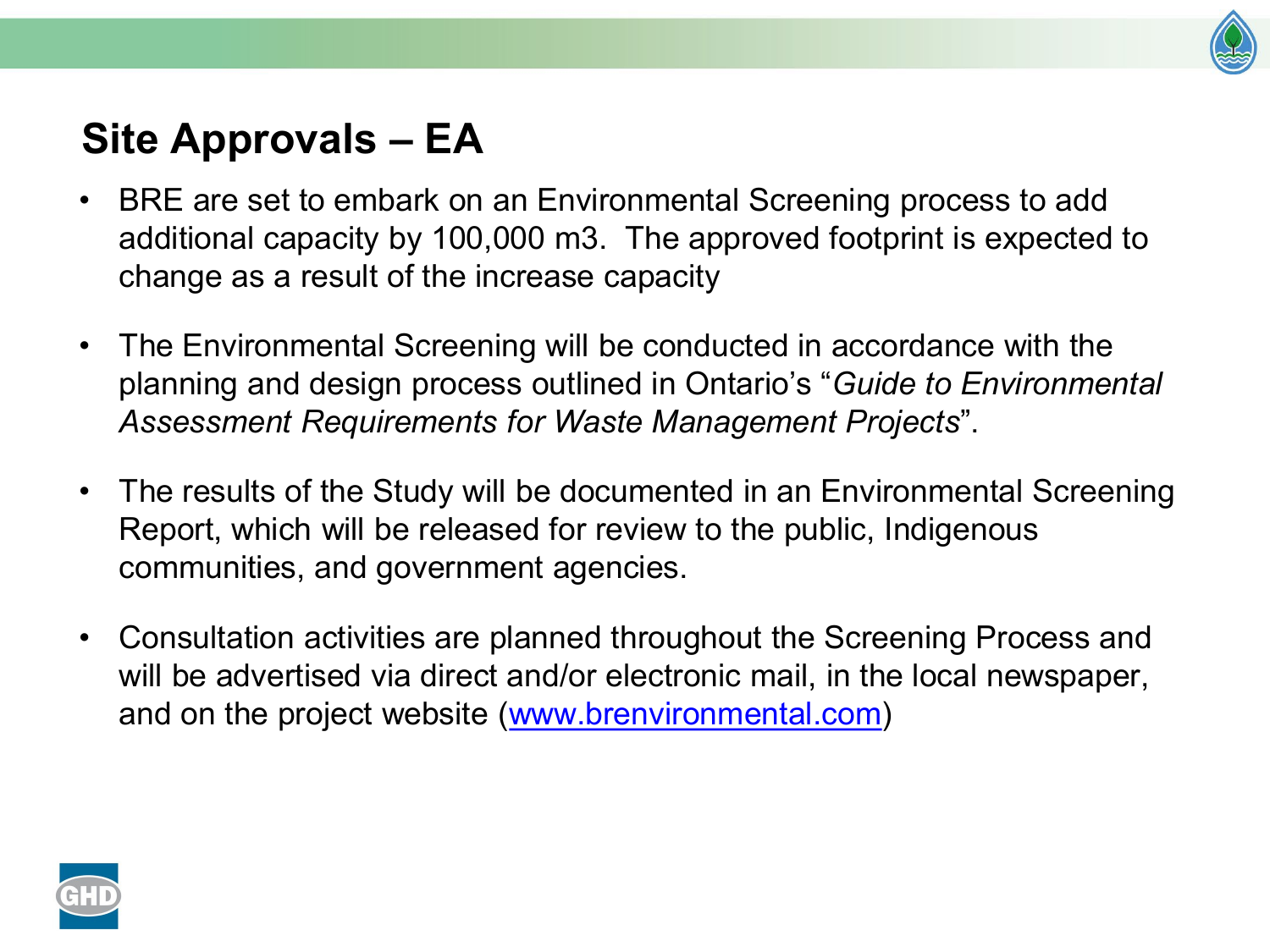## Site Approvals – EA

- BRE are set to embark on an Environmental Screening process to add additional capacity by 100,000 m3. The approved footprint is expected to change as a result of the increase capacity
- The Environmental Screening will be conducted in accordance with the planning and design process outlined in Ontario's "*Guide to Environmental Assessment Requirements for Waste Management Projects*".
- The results of the Study will be documented in an Environmental Screening Report, which will be released for review to the public, Indigenous communities, and government agencies.
- Consultation activities are planned throughout the Screening Process and will be advertised via direct and/or electronic mail, in the local newspaper, and on the project website (www.brenvironmental.com)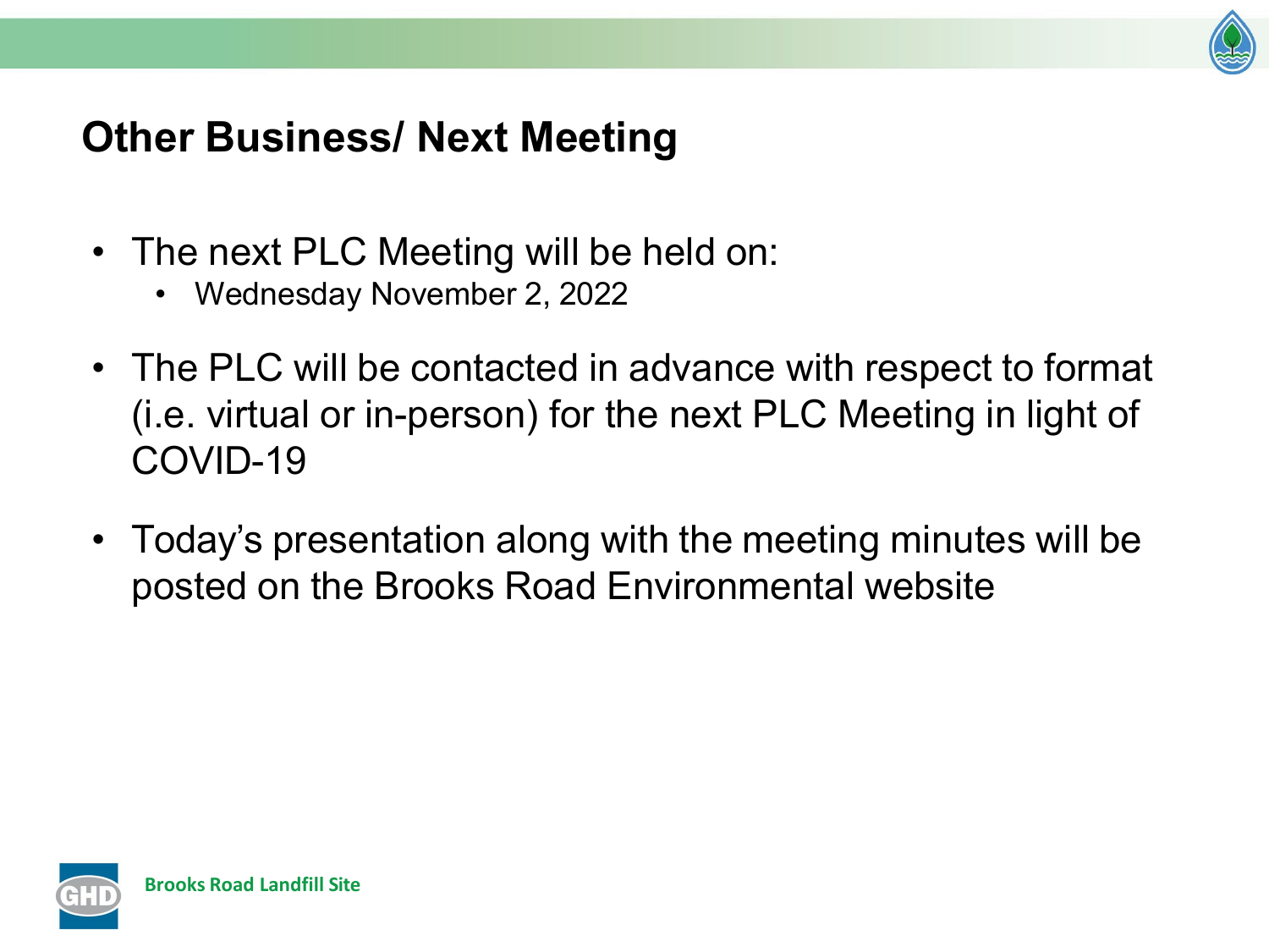## Other Business/ Next Meeting

- The next PLC Meeting will be held on:
  - Wednesday November 2, 2022
- The PLC will be contacted in advance with respect to format (i.e. virtual or in-person) for the next PLC Meeting in light of COVID-19
- Today's presentation along with the meeting minutes will be posted on the Brooks Road Environmental website